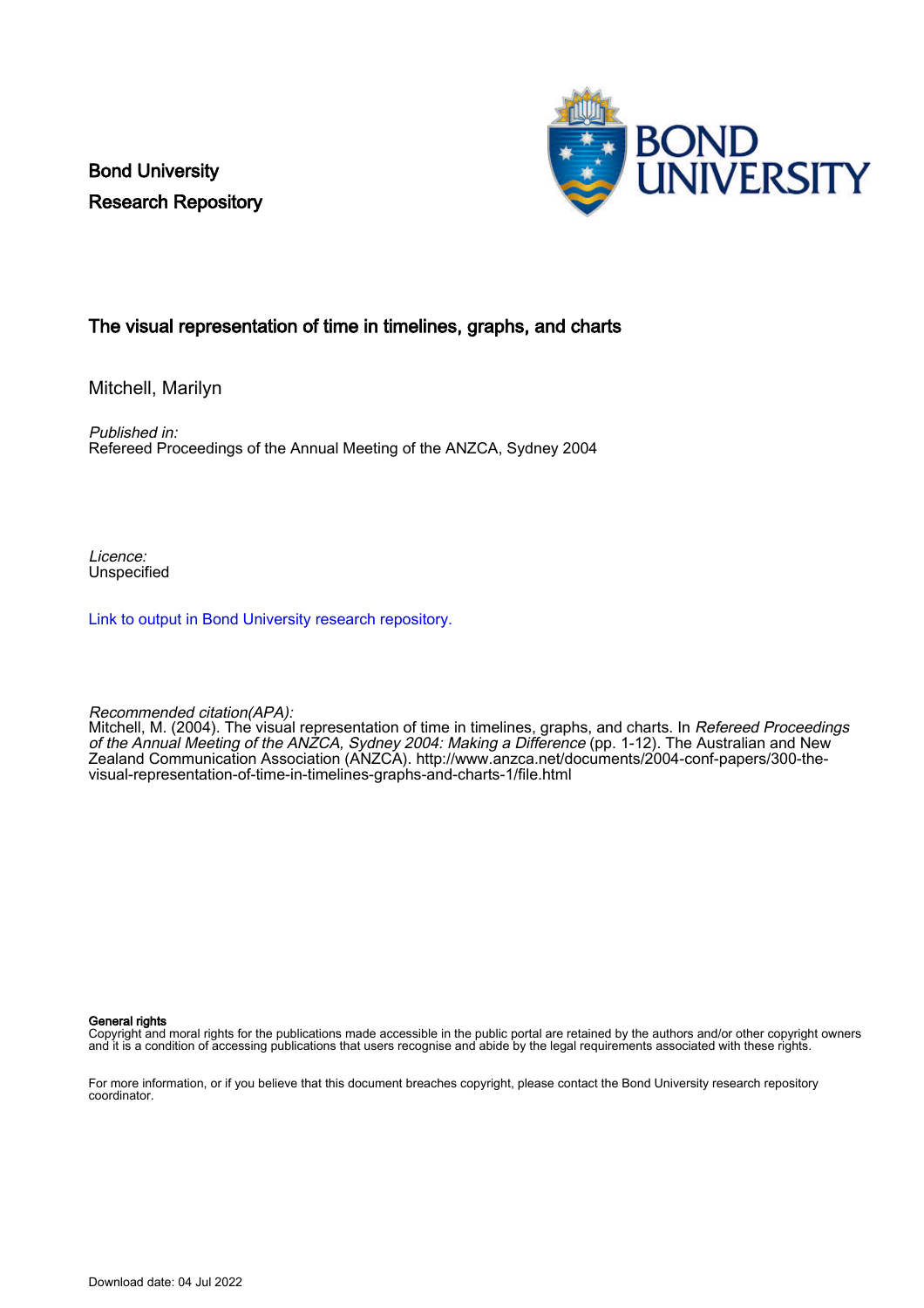Bond University
Research Repository

# The visual representation of time in timelines, graphs, and charts

Mitchell, Marilyn

*Published in:*
Refereed Proceedings of the Annual Meeting of the ANZCA, Sydney 2004

*Licence:*
Unspecified

Link to output in Bond University research repository.

*Recommended citation(APA):*
Mitchell, M. (2004). The visual representation of time in timelines, graphs, and charts. In *Refereed Proceedings of the Annual Meeting of the ANZCA, Sydney 2004: Making a Difference* (pp. 1-12). The Australian and New Zealand Communication Association (ANZCA). http://www.anzca.net/documents/2004-conf-papers/300-the-visual-representation-of-time-in-timelines-graphs-and-charts-1/file.html

**General rights**
Copyright and moral rights for the publications made accessible in the public portal are retained by the authors and/or other copyright owners and it is a condition of accessing publications that users recognise and abide by the legal requirements associated with these rights.

For more information, or if you believe that this document breaches copyright, please contact the Bond University research repository coordinator.

Download date: 04 Jul 2022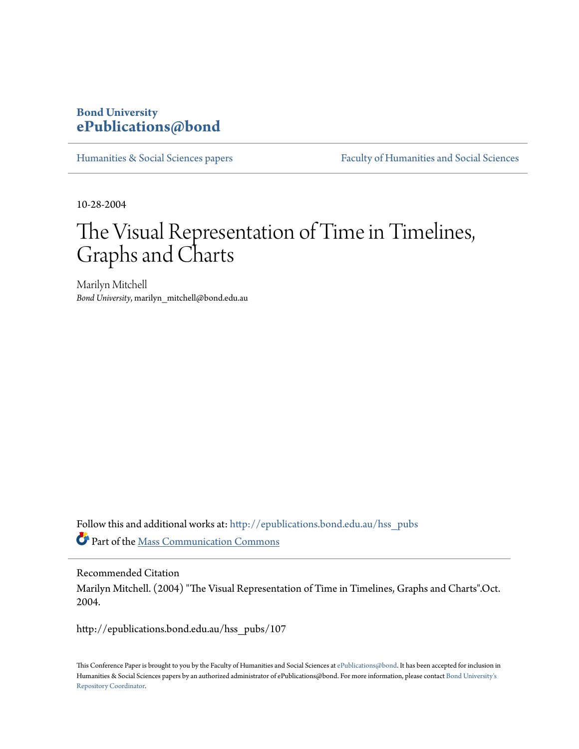**Bond University**
**ePublications@bond**

Humanities & Social Sciences papers | Faculty of Humanities and Social Sciences

10-28-2004

# The Visual Representation of Time in Timelines, Graphs and Charts

Marilyn Mitchell
*Bond University*, marilyn_mitchell@bond.edu.au

Follow this and additional works at: http://epublications.bond.edu.au/hss_pubs

Part of the Mass Communication Commons

Recommended Citation

Marilyn Mitchell. (2004) "The Visual Representation of Time in Timelines, Graphs and Charts".Oct. 2004.

http://epublications.bond.edu.au/hss_pubs/107

This Conference Paper is brought to you by the Faculty of Humanities and Social Sciences at ePublications@bond. It has been accepted for inclusion in Humanities & Social Sciences papers by an authorized administrator of ePublications@bond. For more information, please contact Bond University's Repository Coordinator.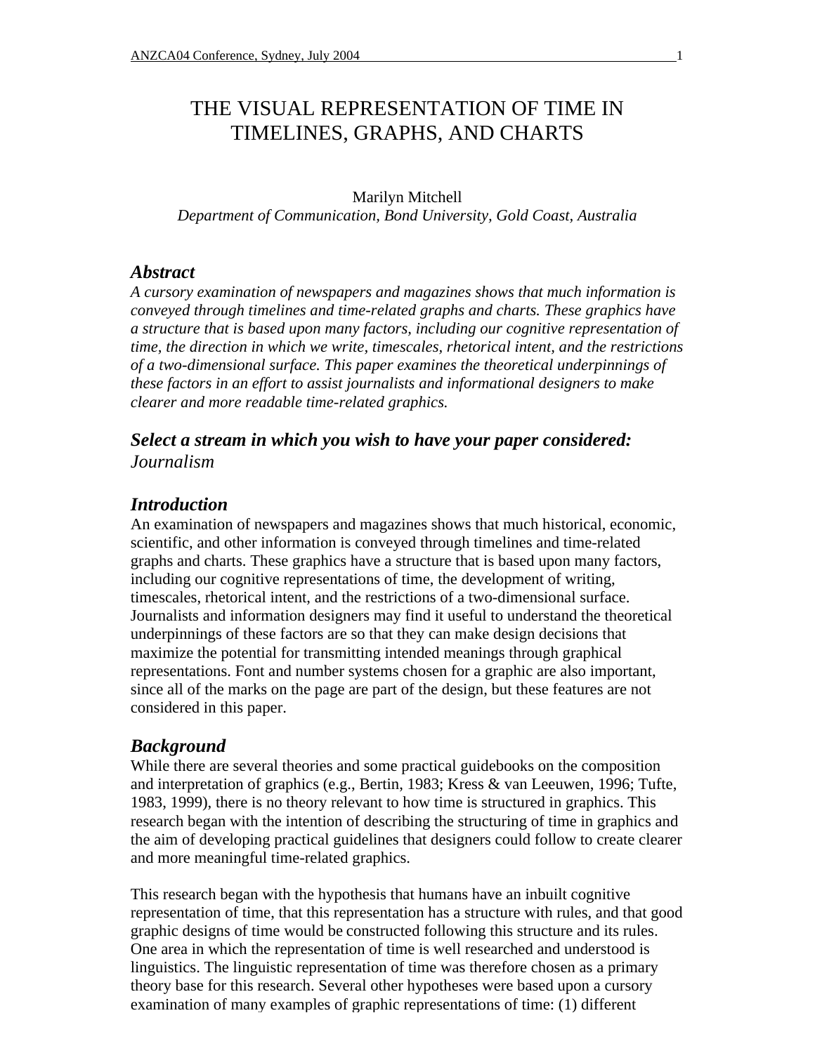# THE VISUAL REPRESENTATION OF TIME IN TIMELINES, GRAPHS, AND CHARTS

Marilyn Mitchell

*Department of Communication, Bond University, Gold Coast, Australia*

## *Abstract*

*A cursory examination of newspapers and magazines shows that much information is conveyed through timelines and time-related graphs and charts. These graphics have a structure that is based upon many factors, including our cognitive representation of time, the direction in which we write, timescales, rhetorical intent, and the restrictions of a two-dimensional surface. This paper examines the theoretical underpinnings of these factors in an effort to assist journalists and informational designers to make clearer and more readable time-related graphics.*

## *Select a stream in which you wish to have your paper considered:*

*Journalism*

## *Introduction*

An examination of newspapers and magazines shows that much historical, economic, scientific, and other information is conveyed through timelines and time-related graphs and charts. These graphics have a structure that is based upon many factors, including our cognitive representations of time, the development of writing, timescales, rhetorical intent, and the restrictions of a two-dimensional surface. Journalists and information designers may find it useful to understand the theoretical underpinnings of these factors are so that they can make design decisions that maximize the potential for transmitting intended meanings through graphical representations. Font and number systems chosen for a graphic are also important, since all of the marks on the page are part of the design, but these features are not considered in this paper.

## *Background*

While there are several theories and some practical guidebooks on the composition and interpretation of graphics (e.g., Bertin, 1983; Kress & van Leeuwen, 1996; Tufte, 1983, 1999), there is no theory relevant to how time is structured in graphics. This research began with the intention of describing the structuring of time in graphics and the aim of developing practical guidelines that designers could follow to create clearer and more meaningful time-related graphics.

This research began with the hypothesis that humans have an inbuilt cognitive representation of time, that this representation has a structure with rules, and that good graphic designs of time would be constructed following this structure and its rules. One area in which the representation of time is well researched and understood is linguistics. The linguistic representation of time was therefore chosen as a primary theory base for this research. Several other hypotheses were based upon a cursory examination of many examples of graphic representations of time: (1) different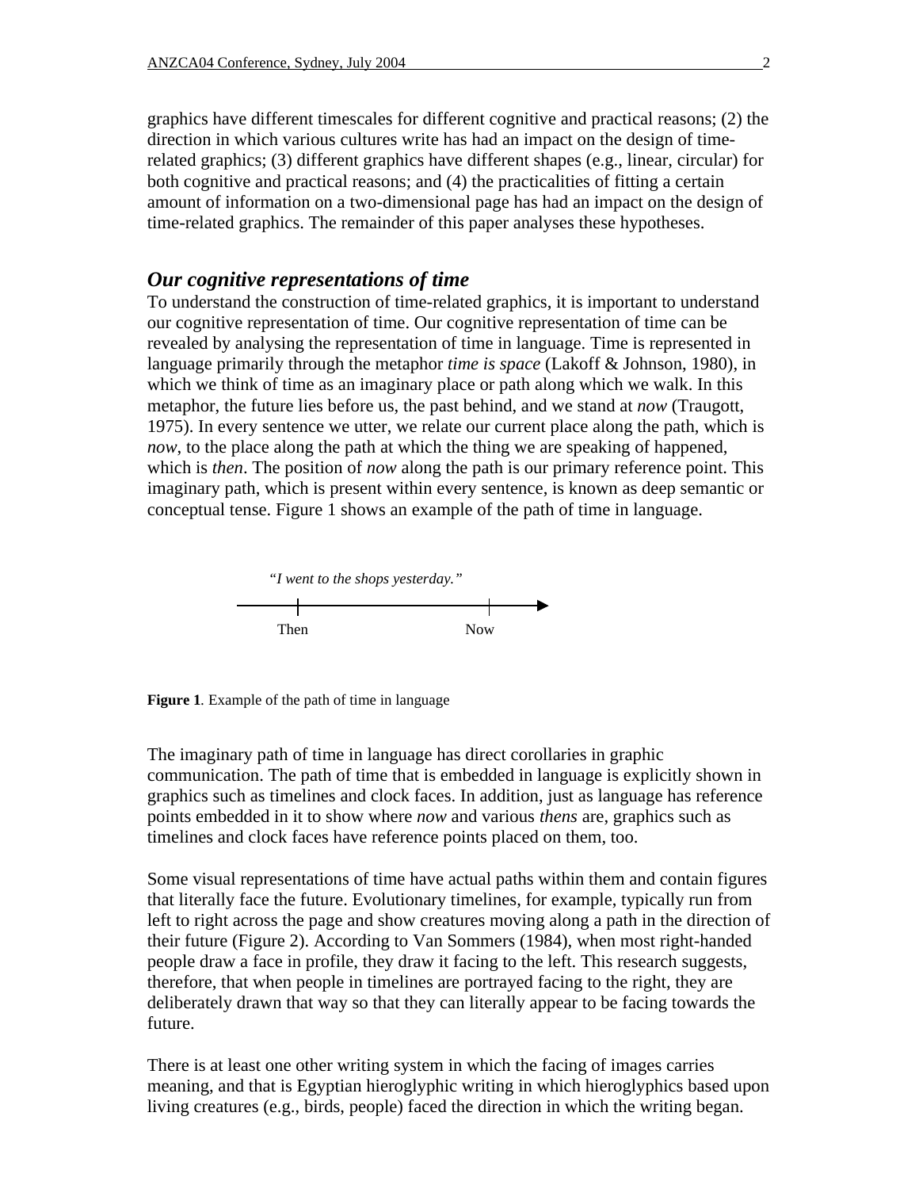graphics have different timescales for different cognitive and practical reasons; (2) the direction in which various cultures write has had an impact on the design of time-related graphics; (3) different graphics have different shapes (e.g., linear, circular) for both cognitive and practical reasons; and (4) the practicalities of fitting a certain amount of information on a two-dimensional page has had an impact on the design of time-related graphics. The remainder of this paper analyses these hypotheses.

## *Our cognitive representations of time*

To understand the construction of time-related graphics, it is important to understand our cognitive representation of time. Our cognitive representation of time can be revealed by analysing the representation of time in language. Time is represented in language primarily through the metaphor *time is space* (Lakoff & Johnson, 1980), in which we think of time as an imaginary place or path along which we walk. In this metaphor, the future lies before us, the past behind, and we stand at *now* (Traugott, 1975). In every sentence we utter, we relate our current place along the path, which is *now*, to the place along the path at which the thing we are speaking of happened, which is *then*. The position of *now* along the path is our primary reference point. This imaginary path, which is present within every sentence, is known as deep semantic or conceptual tense. Figure 1 shows an example of the path of time in language.

*"I went to the shops yesterday."*

Then — Now

**Figure 1**. Example of the path of time in language

The imaginary path of time in language has direct corollaries in graphic communication. The path of time that is embedded in language is explicitly shown in graphics such as timelines and clock faces. In addition, just as language has reference points embedded in it to show where *now* and various *thens* are, graphics such as timelines and clock faces have reference points placed on them, too.

Some visual representations of time have actual paths within them and contain figures that literally face the future. Evolutionary timelines, for example, typically run from left to right across the page and show creatures moving along a path in the direction of their future (Figure 2). According to Van Sommers (1984), when most right-handed people draw a face in profile, they draw it facing to the left. This research suggests, therefore, that when people in timelines are portrayed facing to the right, they are deliberately drawn that way so that they can literally appear to be facing towards the future.

There is at least one other writing system in which the facing of images carries meaning, and that is Egyptian hieroglyphic writing in which hieroglyphics based upon living creatures (e.g., birds, people) faced the direction in which the writing began.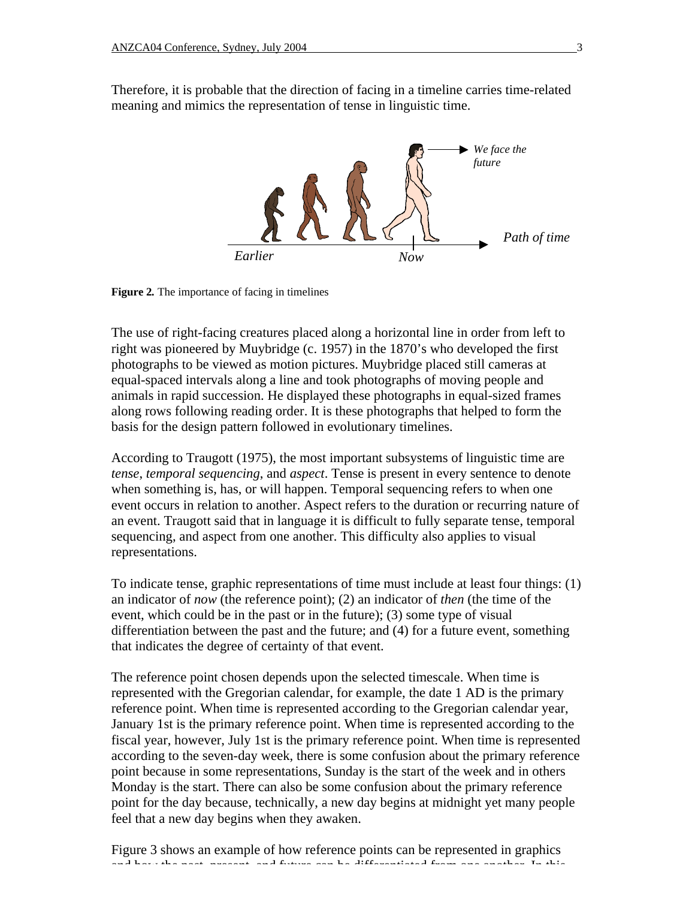Therefore, it is probable that the direction of facing in a timeline carries time-related meaning and mimics the representation of tense in linguistic time.

**Figure 2.** The importance of facing in timelines

The use of right-facing creatures placed along a horizontal line in order from left to right was pioneered by Muybridge (c. 1957) in the 1870's who developed the first photographs to be viewed as motion pictures. Muybridge placed still cameras at equal-spaced intervals along a line and took photographs of moving people and animals in rapid succession. He displayed these photographs in equal-sized frames along rows following reading order. It is these photographs that helped to form the basis for the design pattern followed in evolutionary timelines.

According to Traugott (1975), the most important subsystems of linguistic time are *tense*, *temporal sequencing*, and *aspect*. Tense is present in every sentence to denote when something is, has, or will happen. Temporal sequencing refers to when one event occurs in relation to another. Aspect refers to the duration or recurring nature of an event. Traugott said that in language it is difficult to fully separate tense, temporal sequencing, and aspect from one another. This difficulty also applies to visual representations.

To indicate tense, graphic representations of time must include at least four things: (1) an indicator of *now* (the reference point); (2) an indicator of *then* (the time of the event, which could be in the past or in the future); (3) some type of visual differentiation between the past and the future; and (4) for a future event, something that indicates the degree of certainty of that event.

The reference point chosen depends upon the selected timescale. When time is represented with the Gregorian calendar, for example, the date 1 AD is the primary reference point. When time is represented according to the Gregorian calendar year, January 1st is the primary reference point. When time is represented according to the fiscal year, however, July 1st is the primary reference point. When time is represented according to the seven-day week, there is some confusion about the primary reference point because in some representations, Sunday is the start of the week and in others Monday is the start. There can also be some confusion about the primary reference point for the day because, technically, a new day begins at midnight yet many people feel that a new day begins when they awaken.

Figure 3 shows an example of how reference points can be represented in graphics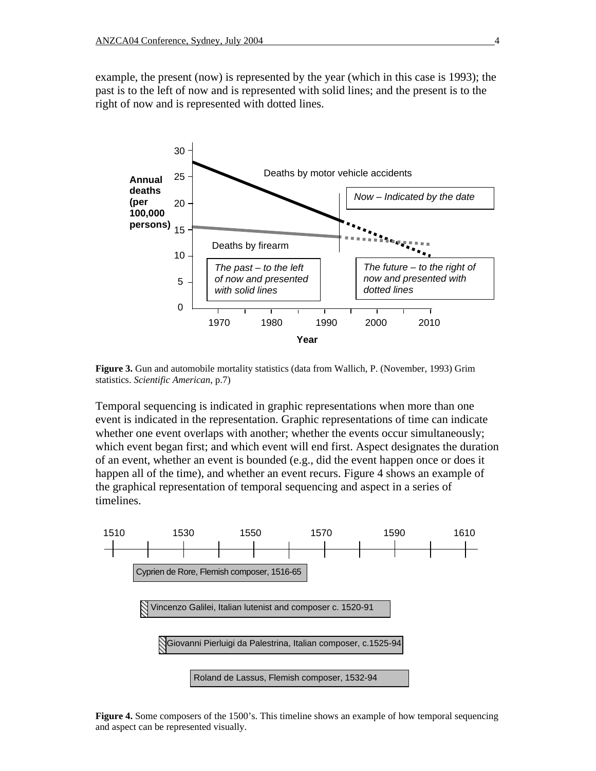example, the present (now) is represented by the year (which in this case is 1993); the past is to the left of now and is represented with solid lines; and the present is to the right of now and is represented with dotted lines.

**Figure 3.** Gun and automobile mortality statistics (data from Wallich, P. (November, 1993) Grim statistics. *Scientific American*, p.7)

Temporal sequencing is indicated in graphic representations when more than one event is indicated in the representation. Graphic representations of time can indicate whether one event overlaps with another; whether the events occur simultaneously; which event began first; and which event will end first. Aspect designates the duration of an event, whether an event is bounded (e.g., did the event happen once or does it happen all of the time), and whether an event recurs. Figure 4 shows an example of the graphical representation of temporal sequencing and aspect in a series of timelines.

**Figure 4.** Some composers of the 1500's. This timeline shows an example of how temporal sequencing and aspect can be represented visually.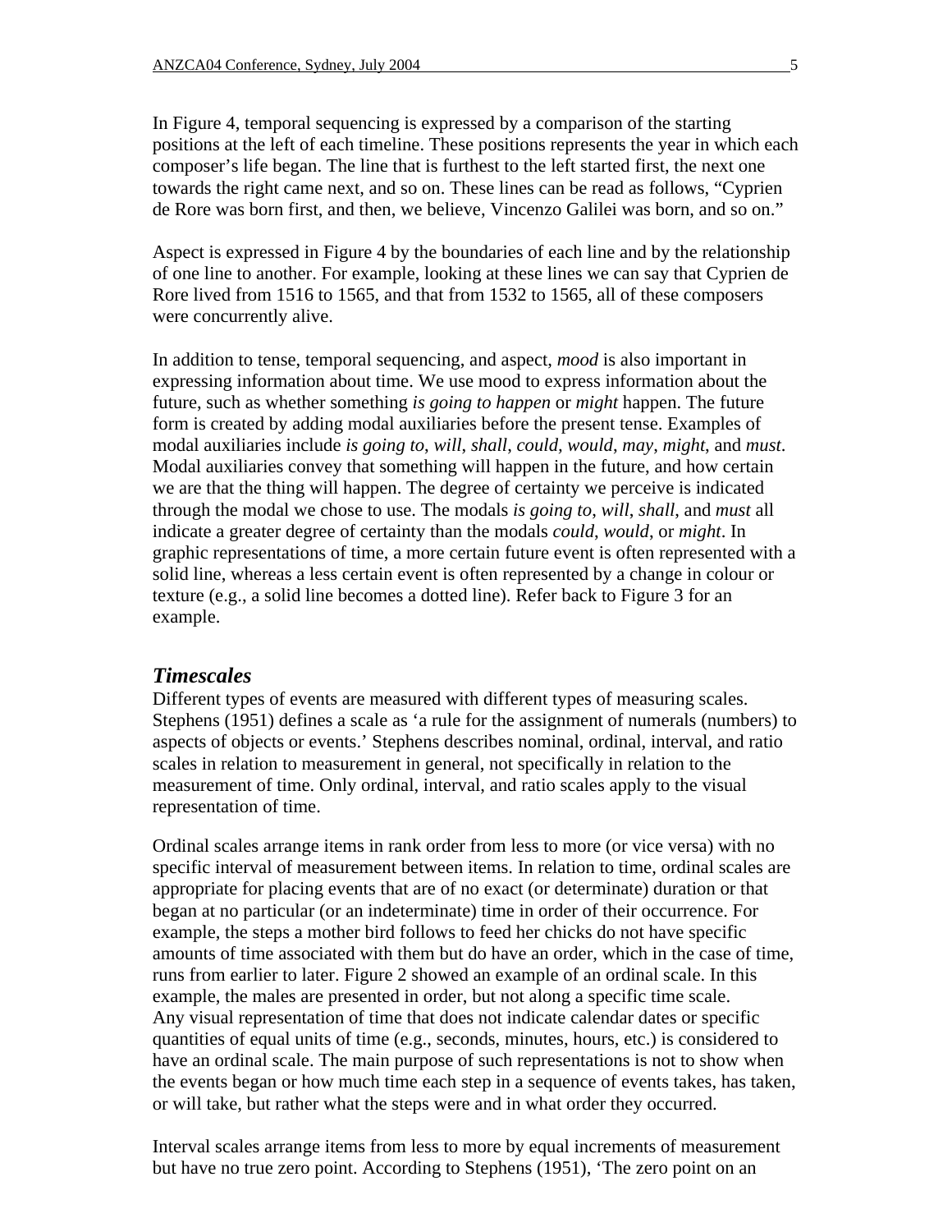In Figure 4, temporal sequencing is expressed by a comparison of the starting positions at the left of each timeline. These positions represents the year in which each composer's life began. The line that is furthest to the left started first, the next one towards the right came next, and so on. These lines can be read as follows, "Cyprien de Rore was born first, and then, we believe, Vincenzo Galilei was born, and so on."

Aspect is expressed in Figure 4 by the boundaries of each line and by the relationship of one line to another. For example, looking at these lines we can say that Cyprien de Rore lived from 1516 to 1565, and that from 1532 to 1565, all of these composers were concurrently alive.

In addition to tense, temporal sequencing, and aspect, *mood* is also important in expressing information about time. We use mood to express information about the future, such as whether something *is going to happen* or *might* happen. The future form is created by adding modal auxiliaries before the present tense. Examples of modal auxiliaries include *is going to*, *will*, *shall*, *could*, *would*, *may*, *might*, and *must*. Modal auxiliaries convey that something will happen in the future, and how certain we are that the thing will happen. The degree of certainty we perceive is indicated through the modal we chose to use. The modals *is going to*, *will*, *shall*, and *must* all indicate a greater degree of certainty than the modals *could*, *would*, or *might*. In graphic representations of time, a more certain future event is often represented with a solid line, whereas a less certain event is often represented by a change in colour or texture (e.g., a solid line becomes a dotted line). Refer back to Figure 3 for an example.

## *Timescales*

Different types of events are measured with different types of measuring scales. Stephens (1951) defines a scale as 'a rule for the assignment of numerals (numbers) to aspects of objects or events.' Stephens describes nominal, ordinal, interval, and ratio scales in relation to measurement in general, not specifically in relation to the measurement of time. Only ordinal, interval, and ratio scales apply to the visual representation of time.

Ordinal scales arrange items in rank order from less to more (or vice versa) with no specific interval of measurement between items. In relation to time, ordinal scales are appropriate for placing events that are of no exact (or determinate) duration or that began at no particular (or an indeterminate) time in order of their occurrence. For example, the steps a mother bird follows to feed her chicks do not have specific amounts of time associated with them but do have an order, which in the case of time, runs from earlier to later. Figure 2 showed an example of an ordinal scale. In this example, the males are presented in order, but not along a specific time scale. Any visual representation of time that does not indicate calendar dates or specific quantities of equal units of time (e.g., seconds, minutes, hours, etc.) is considered to have an ordinal scale. The main purpose of such representations is not to show when the events began or how much time each step in a sequence of events takes, has taken, or will take, but rather what the steps were and in what order they occurred.

Interval scales arrange items from less to more by equal increments of measurement but have no true zero point. According to Stephens (1951), 'The zero point on an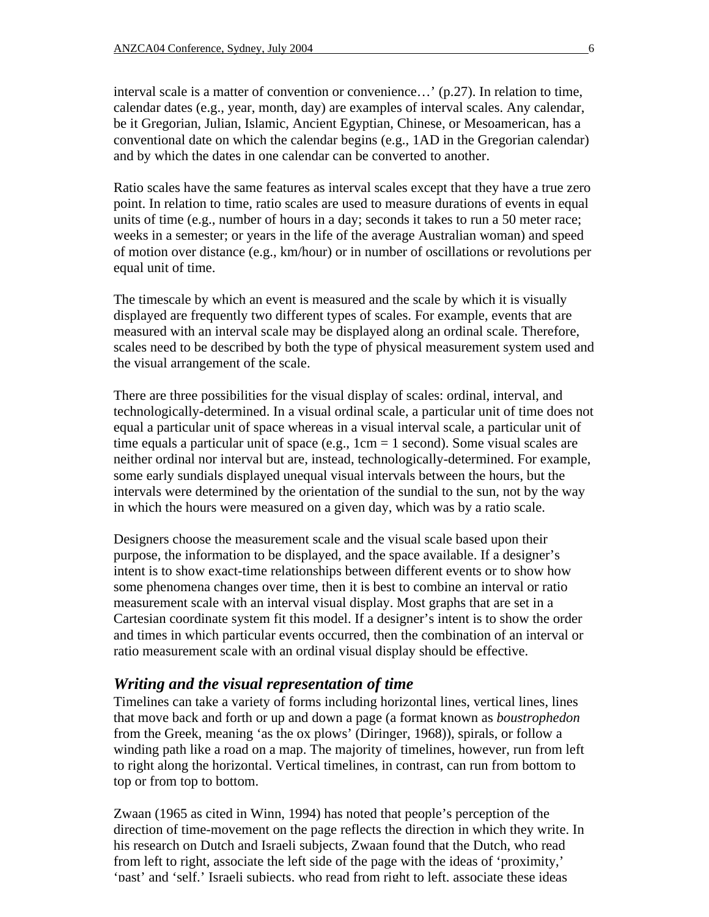interval scale is a matter of convention or convenience…' (p.27). In relation to time, calendar dates (e.g., year, month, day) are examples of interval scales. Any calendar, be it Gregorian, Julian, Islamic, Ancient Egyptian, Chinese, or Mesoamerican, has a conventional date on which the calendar begins (e.g., 1AD in the Gregorian calendar) and by which the dates in one calendar can be converted to another.

Ratio scales have the same features as interval scales except that they have a true zero point. In relation to time, ratio scales are used to measure durations of events in equal units of time (e.g., number of hours in a day; seconds it takes to run a 50 meter race; weeks in a semester; or years in the life of the average Australian woman) and speed of motion over distance (e.g., km/hour) or in number of oscillations or revolutions per equal unit of time.

The timescale by which an event is measured and the scale by which it is visually displayed are frequently two different types of scales. For example, events that are measured with an interval scale may be displayed along an ordinal scale. Therefore, scales need to be described by both the type of physical measurement system used and the visual arrangement of the scale.

There are three possibilities for the visual display of scales: ordinal, interval, and technologically-determined. In a visual ordinal scale, a particular unit of time does not equal a particular unit of space whereas in a visual interval scale, a particular unit of time equals a particular unit of space (e.g., 1cm = 1 second). Some visual scales are neither ordinal nor interval but are, instead, technologically-determined. For example, some early sundials displayed unequal visual intervals between the hours, but the intervals were determined by the orientation of the sundial to the sun, not by the way in which the hours were measured on a given day, which was by a ratio scale.

Designers choose the measurement scale and the visual scale based upon their purpose, the information to be displayed, and the space available. If a designer's intent is to show exact-time relationships between different events or to show how some phenomena changes over time, then it is best to combine an interval or ratio measurement scale with an interval visual display. Most graphs that are set in a Cartesian coordinate system fit this model. If a designer's intent is to show the order and times in which particular events occurred, then the combination of an interval or ratio measurement scale with an ordinal visual display should be effective.

## *Writing and the visual representation of time*

Timelines can take a variety of forms including horizontal lines, vertical lines, lines that move back and forth or up and down a page (a format known as *boustrophedon* from the Greek, meaning 'as the ox plows' (Diringer, 1968)), spirals, or follow a winding path like a road on a map. The majority of timelines, however, run from left to right along the horizontal. Vertical timelines, in contrast, can run from bottom to top or from top to bottom.

Zwaan (1965 as cited in Winn, 1994) has noted that people's perception of the direction of time-movement on the page reflects the direction in which they write. In his research on Dutch and Israeli subjects, Zwaan found that the Dutch, who read from left to right, associate the left side of the page with the ideas of 'proximity,' 'past' and 'self.' Israeli subjects, who read from right to left, associate these ideas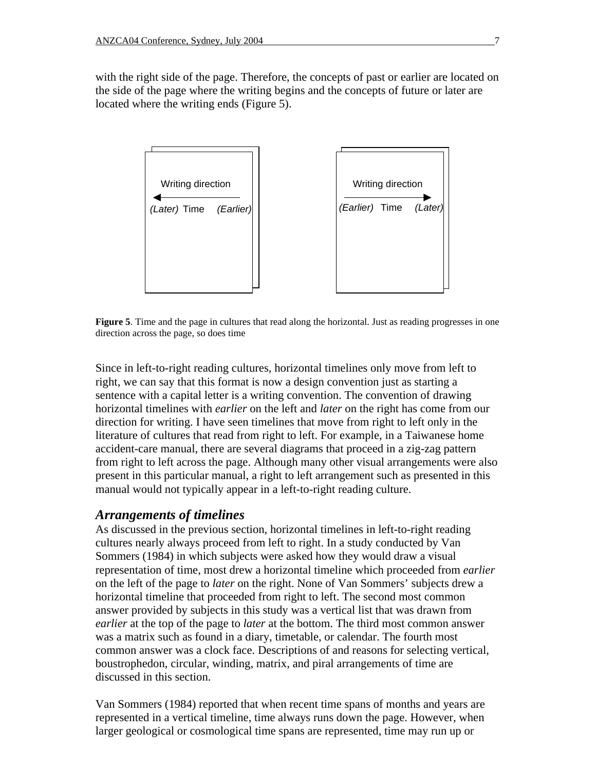with the right side of the page. Therefore, the concepts of past or earlier are located on the side of the page where the writing begins and the concepts of future or later are located where the writing ends (Figure 5).

**Figure 5**. Time and the page in cultures that read along the horizontal. Just as reading progresses in one direction across the page, so does time

Since in left-to-right reading cultures, horizontal timelines only move from left to right, we can say that this format is now a design convention just as starting a sentence with a capital letter is a writing convention. The convention of drawing horizontal timelines with *earlier* on the left and *later* on the right has come from our direction for writing. I have seen timelines that move from right to left only in the literature of cultures that read from right to left. For example, in a Taiwanese home accident-care manual, there are several diagrams that proceed in a zig-zag pattern from right to left across the page. Although many other visual arrangements were also present in this particular manual, a right to left arrangement such as presented in this manual would not typically appear in a left-to-right reading culture.

## *Arrangements of timelines*

As discussed in the previous section, horizontal timelines in left-to-right reading cultures nearly always proceed from left to right. In a study conducted by Van Sommers (1984) in which subjects were asked how they would draw a visual representation of time, most drew a horizontal timeline which proceeded from *earlier* on the left of the page to *later* on the right. None of Van Sommers' subjects drew a horizontal timeline that proceeded from right to left. The second most common answer provided by subjects in this study was a vertical list that was drawn from *earlier* at the top of the page to *later* at the bottom. The third most common answer was a matrix such as found in a diary, timetable, or calendar. The fourth most common answer was a clock face. Descriptions of and reasons for selecting vertical, boustrophedon, circular, winding, matrix, and piral arrangements of time are discussed in this section.

Van Sommers (1984) reported that when recent time spans of months and years are represented in a vertical timeline, time always runs down the page. However, when larger geological or cosmological time spans are represented, time may run up or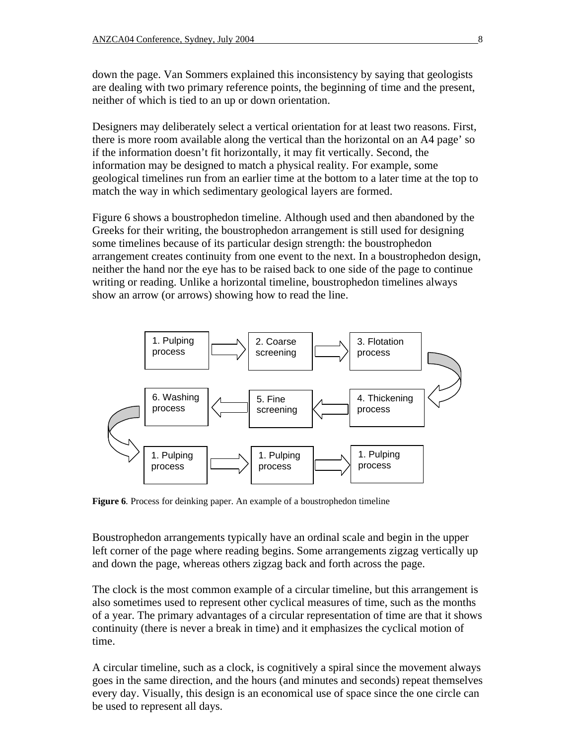down the page. Van Sommers explained this inconsistency by saying that geologists are dealing with two primary reference points, the beginning of time and the present, neither of which is tied to an up or down orientation.

Designers may deliberately select a vertical orientation for at least two reasons. First, there is more room available along the vertical than the horizontal on an A4 page' so if the information doesn't fit horizontally, it may fit vertically. Second, the information may be designed to match a physical reality. For example, some geological timelines run from an earlier time at the bottom to a later time at the top to match the way in which sedimentary geological layers are formed.

Figure 6 shows a boustrophedon timeline. Although used and then abandoned by the Greeks for their writing, the boustrophedon arrangement is still used for designing some timelines because of its particular design strength: the boustrophedon arrangement creates continuity from one event to the next. In a boustrophedon design, neither the hand nor the eye has to be raised back to one side of the page to continue writing or reading. Unlike a horizontal timeline, boustrophedon timelines always show an arrow (or arrows) showing how to read the line.

1. Pulping process → 2. Coarse screening → 3. Flotation process

6. Washing process ← 5. Fine screening ← 4. Thickening process

1. Pulping process → 1. Pulping process → 1. Pulping process

**Figure 6**. Process for deinking paper. An example of a boustrophedon timeline

Boustrophedon arrangements typically have an ordinal scale and begin in the upper left corner of the page where reading begins. Some arrangements zigzag vertically up and down the page, whereas others zigzag back and forth across the page.

The clock is the most common example of a circular timeline, but this arrangement is also sometimes used to represent other cyclical measures of time, such as the months of a year. The primary advantages of a circular representation of time are that it shows continuity (there is never a break in time) and it emphasizes the cyclical motion of time.

A circular timeline, such as a clock, is cognitively a spiral since the movement always goes in the same direction, and the hours (and minutes and seconds) repeat themselves every day. Visually, this design is an economical use of space since the one circle can be used to represent all days.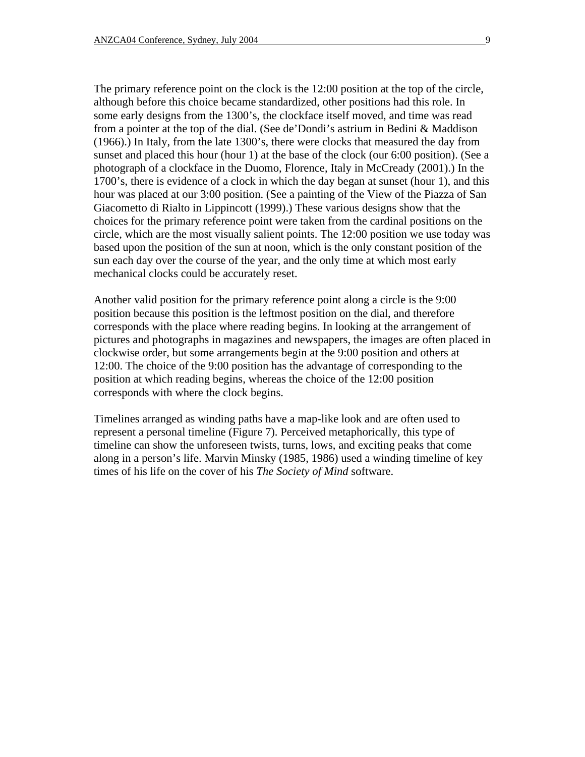The primary reference point on the clock is the 12:00 position at the top of the circle, although before this choice became standardized, other positions had this role. In some early designs from the 1300's, the clockface itself moved, and time was read from a pointer at the top of the dial. (See de'Dondi's astrium in Bedini & Maddison (1966).) In Italy, from the late 1300's, there were clocks that measured the day from sunset and placed this hour (hour 1) at the base of the clock (our 6:00 position). (See a photograph of a clockface in the Duomo, Florence, Italy in McCready (2001).) In the 1700's, there is evidence of a clock in which the day began at sunset (hour 1), and this hour was placed at our 3:00 position. (See a painting of the View of the Piazza of San Giacometto di Rialto in Lippincott (1999).) These various designs show that the choices for the primary reference point were taken from the cardinal positions on the circle, which are the most visually salient points. The 12:00 position we use today was based upon the position of the sun at noon, which is the only constant position of the sun each day over the course of the year, and the only time at which most early mechanical clocks could be accurately reset.

Another valid position for the primary reference point along a circle is the 9:00 position because this position is the leftmost position on the dial, and therefore corresponds with the place where reading begins. In looking at the arrangement of pictures and photographs in magazines and newspapers, the images are often placed in clockwise order, but some arrangements begin at the 9:00 position and others at 12:00. The choice of the 9:00 position has the advantage of corresponding to the position at which reading begins, whereas the choice of the 12:00 position corresponds with where the clock begins.

Timelines arranged as winding paths have a map-like look and are often used to represent a personal timeline (Figure 7). Perceived metaphorically, this type of timeline can show the unforeseen twists, turns, lows, and exciting peaks that come along in a person's life. Marvin Minsky (1985, 1986) used a winding timeline of key times of his life on the cover of his *The Society of Mind* software.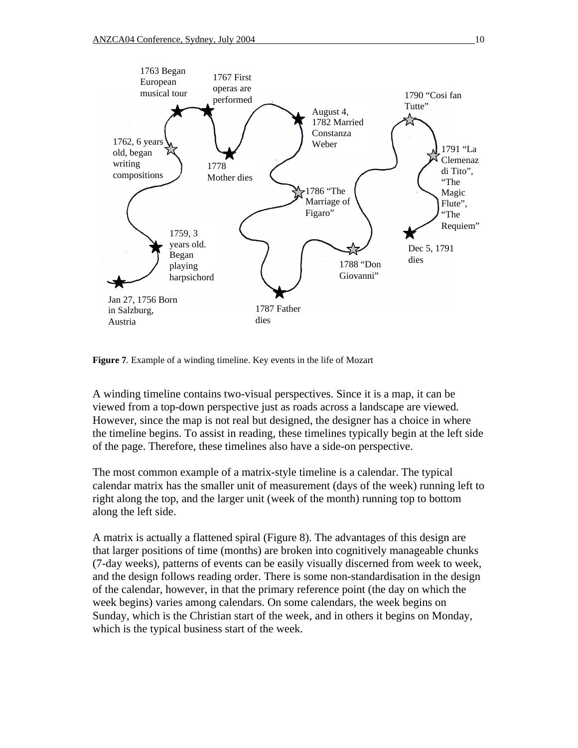1763 Began European musical tour

1767 First operas are performed

1790 "Cosi fan Tutte"

August 4, 1782 Married Constanza Weber

1762, 6 years old, began writing compositions

1791 "La Clemenaz di Tito", "The Magic Flute", "The Requiem"

1778 Mother dies

1786 "The Marriage of Figaro"

1759, 3 years old. Began playing harpsichord

Dec 5, 1791 dies

1788 "Don Giovanni"

Jan 27, 1756 Born in Salzburg, Austria

1787 Father dies

**Figure 7**. Example of a winding timeline. Key events in the life of Mozart

A winding timeline contains two-visual perspectives. Since it is a map, it can be viewed from a top-down perspective just as roads across a landscape are viewed. However, since the map is not real but designed, the designer has a choice in where the timeline begins. To assist in reading, these timelines typically begin at the left side of the page. Therefore, these timelines also have a side-on perspective.

The most common example of a matrix-style timeline is a calendar. The typical calendar matrix has the smaller unit of measurement (days of the week) running left to right along the top, and the larger unit (week of the month) running top to bottom along the left side.

A matrix is actually a flattened spiral (Figure 8). The advantages of this design are that larger positions of time (months) are broken into cognitively manageable chunks (7-day weeks), patterns of events can be easily visually discerned from week to week, and the design follows reading order. There is some non-standardisation in the design of the calendar, however, in that the primary reference point (the day on which the week begins) varies among calendars. On some calendars, the week begins on Sunday, which is the Christian start of the week, and in others it begins on Monday, which is the typical business start of the week.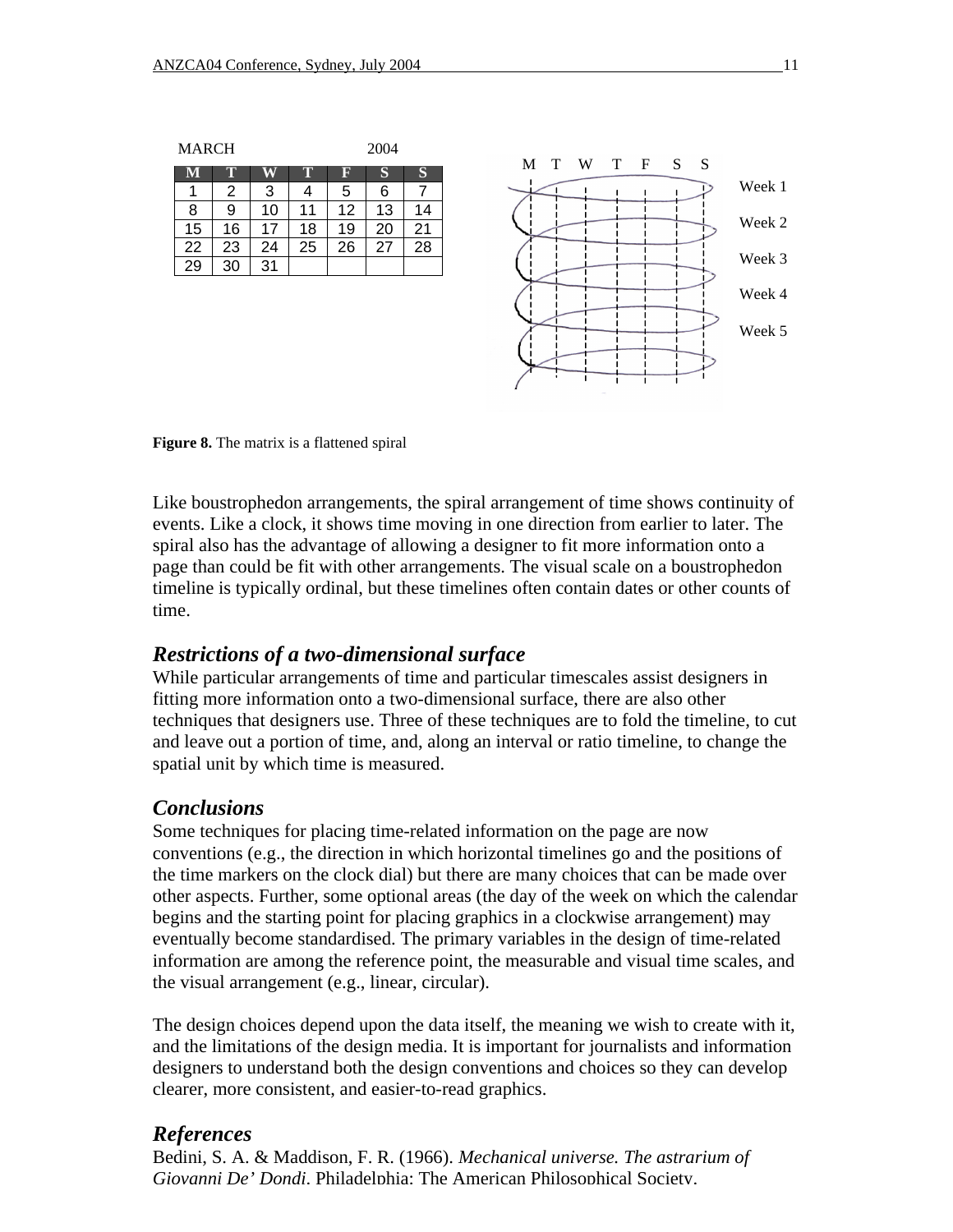MARCH 2004

| M | T | W | T | F | S | S |
|---|---|---|---|---|---|---|
| 1 | 2 | 3 | 4 | 5 | 6 | 7 |
| 8 | 9 | 10 | 11 | 12 | 13 | 14 |
| 15 | 16 | 17 | 18 | 19 | 20 | 21 |
| 22 | 23 | 24 | 25 | 26 | 27 | 28 |
| 29 | 30 | 31 | | | | |

M T W T F S S

Week 1

Week 2

Week 3

Week 4

Week 5

**Figure 8.** The matrix is a flattened spiral

Like boustrophedon arrangements, the spiral arrangement of time shows continuity of events. Like a clock, it shows time moving in one direction from earlier to later. The spiral also has the advantage of allowing a designer to fit more information onto a page than could be fit with other arrangements. The visual scale on a boustrophedon timeline is typically ordinal, but these timelines often contain dates or other counts of time.

## *Restrictions of a two-dimensional surface*

While particular arrangements of time and particular timescales assist designers in fitting more information onto a two-dimensional surface, there are also other techniques that designers use. Three of these techniques are to fold the timeline, to cut and leave out a portion of time, and, along an interval or ratio timeline, to change the spatial unit by which time is measured.

## *Conclusions*

Some techniques for placing time-related information on the page are now conventions (e.g., the direction in which horizontal timelines go and the positions of the time markers on the clock dial) but there are many choices that can be made over other aspects. Further, some optional areas (the day of the week on which the calendar begins and the starting point for placing graphics in a clockwise arrangement) may eventually become standardised. The primary variables in the design of time-related information are among the reference point, the measurable and visual time scales, and the visual arrangement (e.g., linear, circular).

The design choices depend upon the data itself, the meaning we wish to create with it, and the limitations of the design media. It is important for journalists and information designers to understand both the design conventions and choices so they can develop clearer, more consistent, and easier-to-read graphics.

## *References*

Bedini, S. A. & Maddison, F. R. (1966). *Mechanical universe. The astrarium of Giovanni De' Dondi*. Philadelphia: The American Philosophical Society.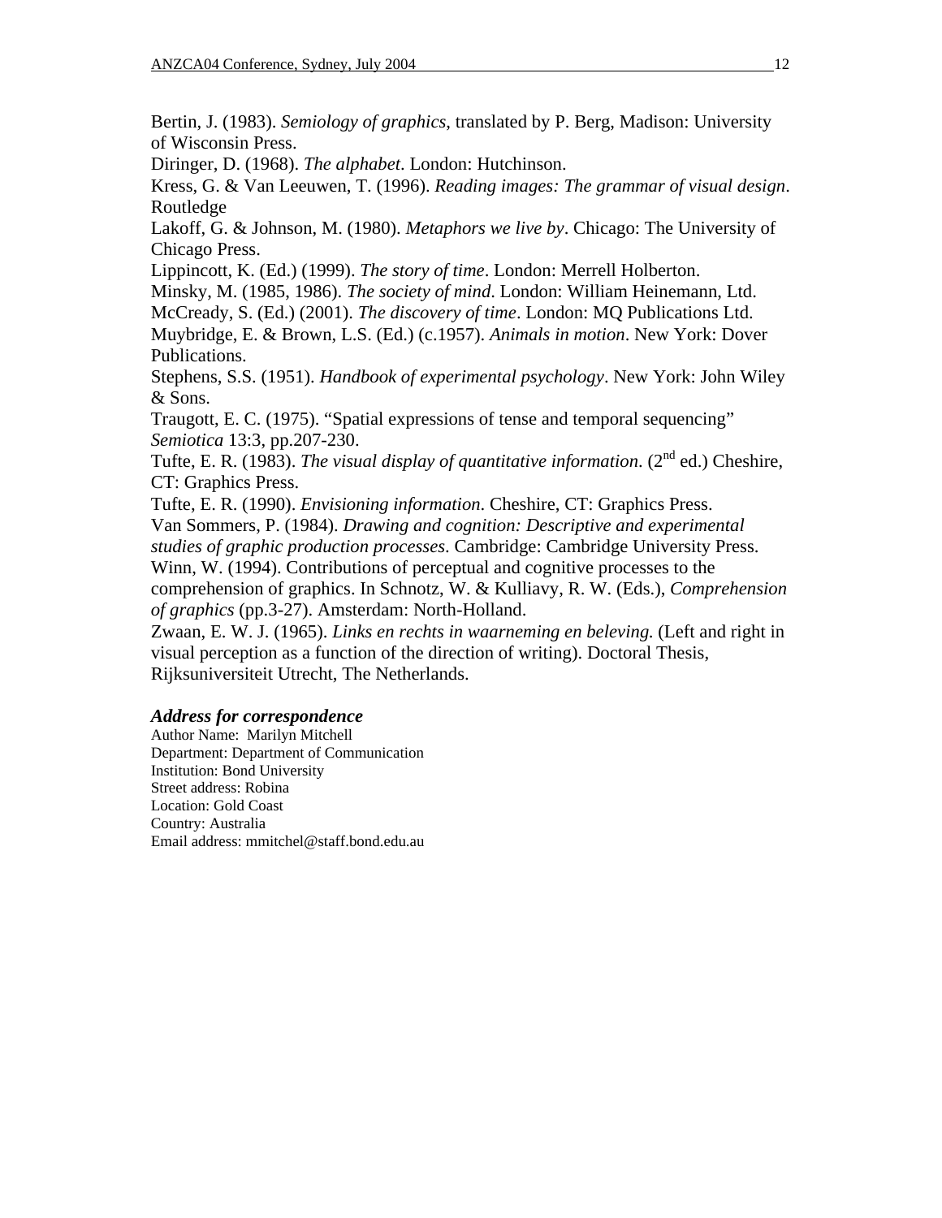Bertin, J. (1983). *Semiology of graphics*, translated by P. Berg, Madison: University of Wisconsin Press.

Diringer, D. (1968). *The alphabet*. London: Hutchinson.

Kress, G. & Van Leeuwen, T. (1996). *Reading images: The grammar of visual design*. Routledge

Lakoff, G. & Johnson, M. (1980). *Metaphors we live by*. Chicago: The University of Chicago Press.

Lippincott, K. (Ed.) (1999). *The story of time*. London: Merrell Holberton.

Minsky, M. (1985, 1986). *The society of mind*. London: William Heinemann, Ltd.

McCready, S. (Ed.) (2001). *The discovery of time*. London: MQ Publications Ltd.

Muybridge, E. & Brown, L.S. (Ed.) (c.1957). *Animals in motion*. New York: Dover Publications.

Stephens, S.S. (1951). *Handbook of experimental psychology*. New York: John Wiley & Sons.

Traugott, E. C. (1975). "Spatial expressions of tense and temporal sequencing" *Semiotica* 13:3, pp.207-230.

Tufte, E. R. (1983). *The visual display of quantitative information*. (2nd ed.) Cheshire, CT: Graphics Press.

Tufte, E. R. (1990). *Envisioning information*. Cheshire, CT: Graphics Press.

Van Sommers, P. (1984). *Drawing and cognition: Descriptive and experimental studies of graphic production processes*. Cambridge: Cambridge University Press.

Winn, W. (1994). Contributions of perceptual and cognitive processes to the comprehension of graphics. In Schnotz, W. & Kulliavy, R. W. (Eds.), *Comprehension of graphics* (pp.3-27). Amsterdam: North-Holland.

Zwaan, E. W. J. (1965). *Links en rechts in waarneming en beleving.* (Left and right in visual perception as a function of the direction of writing). Doctoral Thesis, Rijksuniversiteit Utrecht, The Netherlands.

***Address for correspondence***

Author Name: Marilyn Mitchell
Department: Department of Communication
Institution: Bond University
Street address: Robina
Location: Gold Coast
Country: Australia
Email address: mmitchel@staff.bond.edu.au